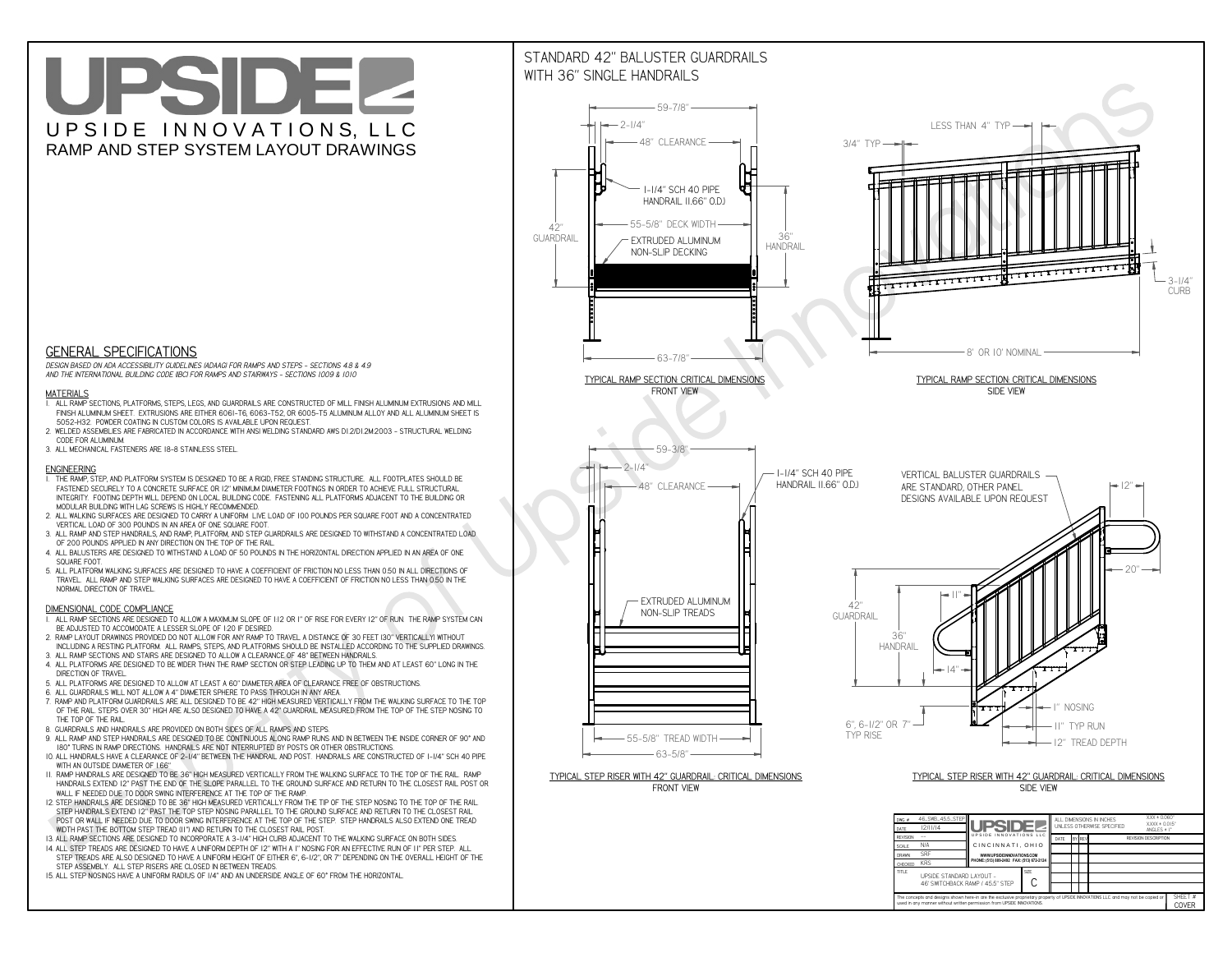# UPSIDE

UPSIDE INNOVATIONS, LLC

RAMP AND STEP SYSTEM LAYOUT DRAWINGS

## GENERAL SPECIFICATIONS

*DESIGN BASED ON ADA ACCESSIBILITY GUIDELINES (ADAAG) FOR RAMPS AND STEPS - SECTIONS 4.8 & 4.9 AND THE INTERNATIONAL BUILDING CODE (IBC) FOR RAMPS AND STAIRWAYS - SECTIONS 1009 & 1010*

### MATERIALS

1. ALL RAMP SECTIONS, PLATFORMS, STEPS, LEGS, AND GUARDRAILS ARE CONSTRUCTED OF MILL FINISH ALUMINUM EXTRUSIONS AND MILL FINISH ALUMINUM SHEET. EXTRUSIONS ARE EITHER 6061-T6, 6063-T52, OR 6005-T5 ALUMINUM ALLOY AND ALL ALUMINUM SHEET IS 5052-H32. POWDER COATING IN CUSTOM COLORS IS AVAILABLE UPON REQUEST.
2. WELDED ASSEMBLIES ARE FABRICATED IN ACCORDANCE WITH ANSI WELDING STANDARD AWS D1.2/D1.2M:2003 - STRUCTURAL WELDING CODE FOR ALUMINUM.
3. ALL MECHANICAL FASTENERS ARE 18-8 STAINLESS STEEL.

### ENGINEERING

1. THE RAMP, STEP, AND PLATFORM SYSTEM IS DESIGNED TO BE A RIGID, FREE STANDING STRUCTURE. ALL FOOTPLATES SHOULD BE FASTENED SECURELY TO A CONCRETE SURFACE OR 12" MINIMUM DIAMETER CONCRETE FOOTINGS IN ORDER TO ACHIEVE FULL STRUCTURAL INTEGRITY. FOOTING DEPTH WILL DEPEND ON LOCAL BUILDING CODE. FASTENING ALL PLATFORMS ADJACENT TO THE BUILDING OR MODULAR BUILDING WITH LAG SCREWS IS HIGHLY RECOMMENDED.
2. ALL WALKING SURFACES ARE DESIGNED TO CARRY A UNIFORM LIVE LOAD OF 100 POUNDS PER SQUARE FOOT AND A CONCENTRATED VERTICAL LOAD OF 300 POUNDS IN AN AREA OF ONE SQUARE FOOT.
3. ALL RAMP AND STEP HANDRAILS, AND RAMP, PLATFORM, AND STEP GUARDRAILS ARE DESIGNED TO WITHSTAND A CONCENTRATED LOAD OF 200 POUNDS APPLIED IN ANY DIRECTION ON THE TOP OF THE RAIL.
4. ALL BALUSTERS ARE DESIGNED TO WITHSTAND A LOAD OF 50 POUNDS IN THE HORIZONTAL DIRECTION APPLIED IN AN AREA OF ONE SQUARE FOOT.
5. ALL PLATFORM WALKING SURFACES ARE DESIGNED TO HAVE A COEFFICIENT OF FRICTION NO LESS THAN 0.50 IN ALL DIRECTIONS OF TRAVEL. ALL RAMP AND STEP WALKING SURFACES ARE DESIGNED TO HAVE A COEFFICIENT OF FRICTION NO LESS THAN 0.50 IN THE NORMAL DIRECTION OF TRAVEL.

### DIMENSIONAL CODE COMPLIANCE

1. ALL RAMP SECTIONS ARE DESIGNED TO ALLOW A MAXIMUM SLOPE OF 1:12 OR 1" OF RISE FOR EVERY 12" OF RUN. THE RAMP SYSTEM CAN BE ADJUSTED TO ACCOMODATE A LESSER SLOPE OF 1:20 IF DESIRED.
2. RAMP LAYOUT DRAWINGS PROVIDED DO NOT ALLOW FOR ANY RAMP TO TRAVEL A DISTANCE OF 30 FEET (30" VERTICALLY) WITHOUT INCLUDING A RESTING PLATFORM. ALL RAMPS, STEPS, AND PLATFORMS SHOULD BE INSTALLED ACCORDING TO THE SUPPLIED DRAWINGS.
3. ALL RAMP SECTIONS AND STAIRS ARE DESIGNED TO ALLOW A CLEARANCE OF 48" BETWEEN HANDRAILS.
4. ALL PLATFORMS ARE DESIGNED TO BE WIDER THAN THE RAMP SECTION OR STEP LEADING UP TO THEM AND AT LEAST 60" LONG IN THE DIRECTION OF TRAVEL.
5. ALL PLATFORMS ARE DESIGNED TO ALLOW AT LEAST A 60" DIAMETER AREA OF CLEARANCE FREE OF OBSTRUCTIONS.
6. ALL GUARDRAILS WILL NOT ALLOW A 4" DIAMETER SPHERE TO PASS THROUGH IN ANY AREA.
7. RAMP AND PLATFORM GUARDRAILS ARE ALL DESIGNED TO BE 42" HIGH MEASURED VERTICALLY FROM THE WALKING SURFACE TO THE TOP OF THE RAIL. STEPS OVER 30" HIGH ARE ALSO DESIGNED TO HAVE A 42" GUARDRAIL MEASURED FROM THE TOP OF THE STEP NOSING TO THE TOP OF THE RAIL.
8. GUARDRAILS AND HANDRAILS ARE PROVIDED ON BOTH SIDES OF ALL RAMPS AND STEPS.
9. ALL RAMP AND STEP HANDRAILS ARE DESIGNED TO BE CONTINUOUS ALONG RAMP RUNS AND IN BETWEEN THE INSIDE CORNER OF 90° AND 180° TURNS IN RAMP DIRECTIONS. HANDRAILS ARE NOT INTERRUPTED BY POSTS OR OTHER OBSTRUCTIONS.
10. ALL HANDRAILS HAVE A CLEARANCE OF 2-1/4" BETWEEN THE HANDRAIL AND POST. HANDRAILS ARE CONSTRUCTED OF 1-1/4" SCH 40 PIPE WITH AN OUTSIDE DIAMETER OF 1.66"
11. RAMP HANDRAILS ARE DESIGNED TO BE 36" HIGH MEASURED VERTICALLY FROM THE WALKING SURFACE TO THE TOP OF THE RAIL. RAMP HANDRAILS EXTEND 12" PAST THE END OF THE SLOPE PARALLEL TO THE GROUND SURFACE AND RETURN TO THE CLOSEST RAIL POST OR WALL IF NEEDED DUE TO DOOR SWING INTERFERENCE AT THE TOP OF THE RAMP.
12. STEP HANDRAILS ARE DESIGNED TO BE 36" HIGH MEASURED VERTICALLY FROM THE TIP OF THE STEP NOSING TO THE TOP OF THE RAIL. STEP HANDRAILS EXTEND 12" PAST THE TOP STEP NOSING PARALLEL TO THE GROUND SURFACE AND RETURN TO THE CLOSEST RAIL POST OR WALL IF NEEDED DUE TO DOOR SWING INTERFERENCE AT THE TOP OF THE STEP. STEP HANDRAILS ALSO EXTEND ONE TREAD WIDTH PAST THE BOTTOM STEP TREAD (11") AND RETURN TO THE CLOSEST RAIL POST.
13. ALL RAMP SECTIONS ARE DESIGNED TO INCORPORATE A 3-1/4" HIGH CURB ADJACENT TO THE WALKING SURFACE ON BOTH SIDES.
14. ALL STEP TREADS ARE DESIGNED TO HAVE A UNIFORM DEPTH OF 12" WITH A 1" NOSING FOR AN EFFECTIVE RUN OF 11" PER STEP. ALL STEP TREADS ARE ALSO DESIGNED TO HAVE A UNIFORM HEIGHT OF EITHER 6", 6-1/2", OR 7" DEPENDING ON THE OVERALL HEIGHT OF THE STEP ASSEMBLY. ALL STEP RISERS ARE CLOSED IN BETWEEN TREADS.
15. ALL STEP NOSINGS HAVE A UNIFORM RADIUS OF 1/4" AND AN UNDERSIDE ANGLE OF 60° FROM THE HORIZONTAL.

## STANDARD 42" BALUSTER GUARDRAILS WITH 36" SINGLE HANDRAILS

59-7/8" · 2-1/4" · 48" CLEARANCE · 1-1/4" SCH 40 PIPE HANDRAIL (1.66" O.D.) · 42" GUARDRAIL · 55-5/8" DECK WIDTH · 36" HANDRAIL · EXTRUDED ALUMINUM NON-SLIP DECKING · 63-7/8"

TYPICAL RAMP SECTION: CRITICAL DIMENSIONS
FRONT VIEW

LESS THAN 4" TYP · 3/4" TYP · 3-1/4" CURB · 8' OR 10' NOMINAL

TYPICAL RAMP SECTION: CRITICAL DIMENSIONS
SIDE VIEW

59-3/8" · 2-1/4" · 48" CLEARANCE · 1-1/4" SCH 40 PIPE HANDRAIL (1.66" O.D.) · EXTRUDED ALUMINUM NON-SLIP TREADS · 55-5/8" TREAD WIDTH · 63-5/8"

TYPICAL STEP RISER WITH 42" GUARDRAIL: CRITICAL DIMENSIONS
FRONT VIEW

VERTICAL BALUSTER GUARDRAILS ARE STANDARD, OTHER PANEL DESIGNS AVAILABLE UPON REQUEST · 12" · 20" · 42" GUARDRAIL · 11" · 36" HANDRAIL · 14" · 1" NOSING · 6", 6-1/2" OR 7" TYP RISE · 11" TYP RUN · 12" TREAD DEPTH

TYPICAL STEP RISER WITH 42" GUARDRAIL: CRITICAL DIMENSIONS
SIDE VIEW

| DWG # | 46_SWB_45.5_STEP | UPSIDE INNOVATIONS LLC | ALL DIMENSIONS IN INCHES UNLESS OTHERWISE SPECIFIED | XXX = 0.060" XXXX = 0.015" ANGLES = 1° |
|---|---|---|---|---|
| DATE | 12/11/14 | CINCINNATI, OHIO | | |
| REVISION | --- | WWW.UPSIDEINNOVATIONS.COM PHONE: (513) 889-2492 FAX: (513) 672-2124 | DATE / BY / REV | REVISION DESCRIPTION |
| SCALE | N/A | | | |
| DRAWN | SRF | | | |
| CHECKED | KRS | | | |
| TITLE | UPSIDE STANDARD LAYOUT - 46' SWITCHBACK RAMP / 45.5" STEP | SIZE C | | |

The concepts and designs shown here-in are the exclusive proprietary property of UPSIDE INNOVATIONS LLC. and may not be copied or used in any manner without written permission from UPSIDE INNOVATIONS.

SHEET # COVER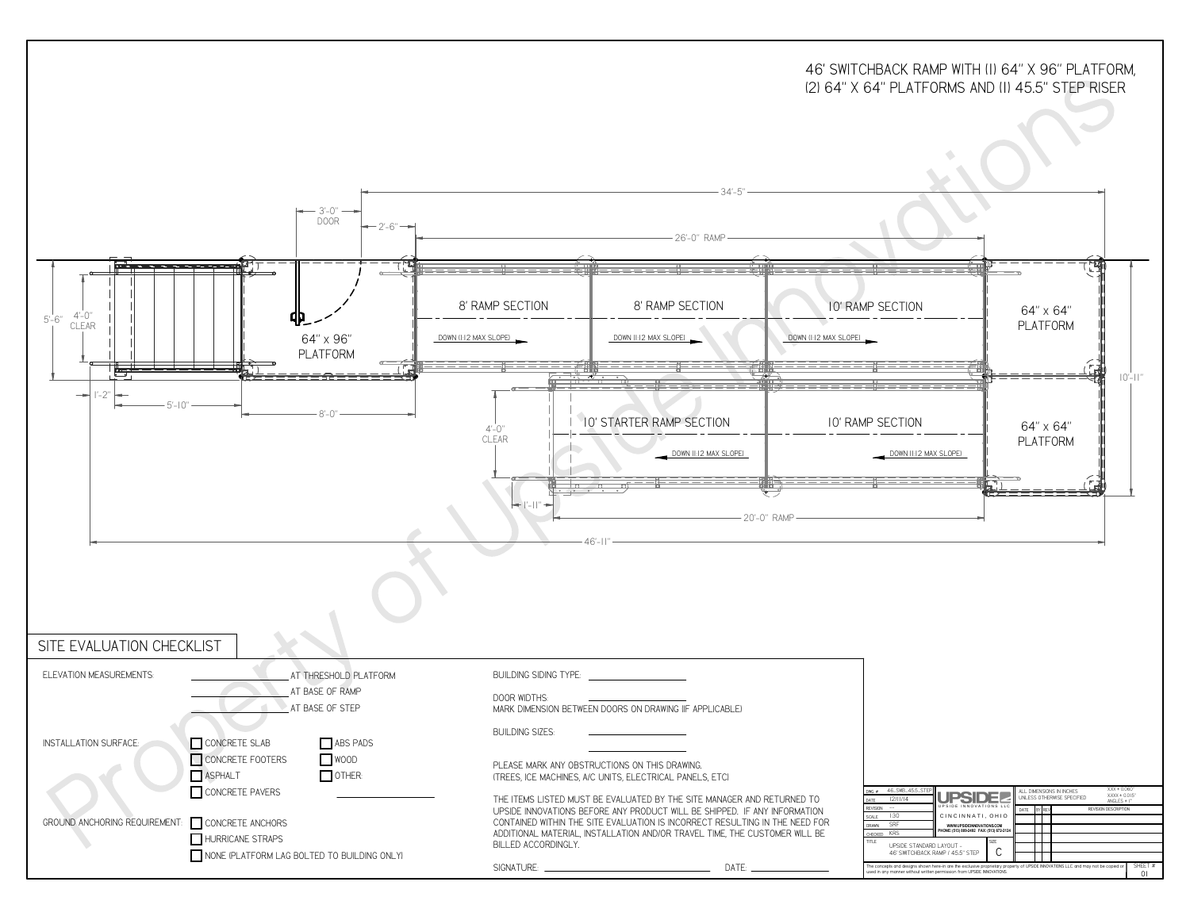# 46' SWITCHBACK RAMP WITH (1) 64" X 96" PLATFORM, (2) 64" X 64" PLATFORMS AND (1) 45.5" STEP RISER

34'-5"

3'-0" DOOR

2'-6"

26'-0" RAMP

5'-6"

4'-0" CLEAR

8' RAMP SECTION

8' RAMP SECTION

10' RAMP SECTION

64" x 64" PLATFORM

DOWN (1:12 MAX SLOPE)

DOWN (1:12 MAX SLOPE)

DOWN (1:12 MAX SLOPE)

64" x 96" PLATFORM

10'-11"

1'-2"

5'-10"

8'-0"

4'-0" CLEAR

10' STARTER RAMP SECTION

10' RAMP SECTION

64" x 64" PLATFORM

DOWN (1:12 MAX SLOPE)

DOWN (1:12 MAX SLOPE)

1'-11"

20'-0" RAMP

46'-11"

## SITE EVALUATION CHECKLIST

ELEVATION MEASUREMENTS:

_______________ AT THRESHOLD PLATFORM

_______________ AT BASE OF RAMP

_______________ AT BASE OF STEP

INSTALLATION SURFACE:

- ☐ CONCRETE SLAB
- ☐ CONCRETE FOOTERS
- ☐ ASPHALT
- ☐ CONCRETE PAVERS
- ☐ ABS PADS
- ☐ WOOD
- ☐ OTHER _______________

GROUND ANCHORING REQUIREMENT:

- ☐ CONCRETE ANCHORS
- ☐ HURRICANE STRAPS
- ☐ NONE (PLATFORM LAG BOLTED TO BUILDING ONLY)

BUILDING SIDING TYPE: _______________

DOOR WIDTHS: _______________

MARK DIMENSION BETWEEN DOORS ON DRAWING (IF APPLICABLE)

BUILDING SIZES: _______________

_______________

PLEASE MARK ANY OBSTRUCTIONS ON THIS DRAWING.
(TREES, ICE MACHINES, A/C UNITS, ELECTRICAL PANELS, ETC)

THE ITEMS LISTED MUST BE EVALUATED BY THE SITE MANAGER AND RETURNED TO UPSIDE INNOVATIONS BEFORE ANY PRODUCT WILL BE SHIPPED. IF ANY INFORMATION CONTAINED WITHIN THE SITE EVALUATION IS INCORRECT RESULTING IN THE NEED FOR ADDITIONAL MATERIAL, INSTALLATION AND/OR TRAVEL TIME, THE CUSTOMER WILL BE BILLED ACCORDINGLY.

SIGNATURE: _______________ DATE: _______________

| | |
|---|---|
| DWG # | 46_SWB_45.5_STEP |
| DATE | 12/11/14 |
| REVISION | --- |
| SCALE | 1:30 |
| DRAWN | SRF |
| CHECKED | KRS |

UPSIDE INNOVATIONS LLC
CINCINNATI, OHIO
WWW.UPSIDEINNOVATIONS.COM
PHONE: (513) 889-2492 FAX: (513) 672-2124

TITLE: UPSIDE STANDARD LAYOUT - 46' SWITCHBACK RAMP / 45.5" STEP

SIZE: C

ALL DIMENSIONS IN INCHES UNLESS OTHERWISE SPECIFIED

XXX ± 0.060"
XXXX ± 0.015"
ANGLES ± 1°

| DATE | BY | REV | REVISION DESCRIPTION |
|---|---|---|---|

The concepts and designs shown here-in are the exclusive proprietary property of UPSIDE INNOVATIONS LLC and may not be copied or used in any manner without written permission from UPSIDE INNOVATIONS.

SHEET # 01